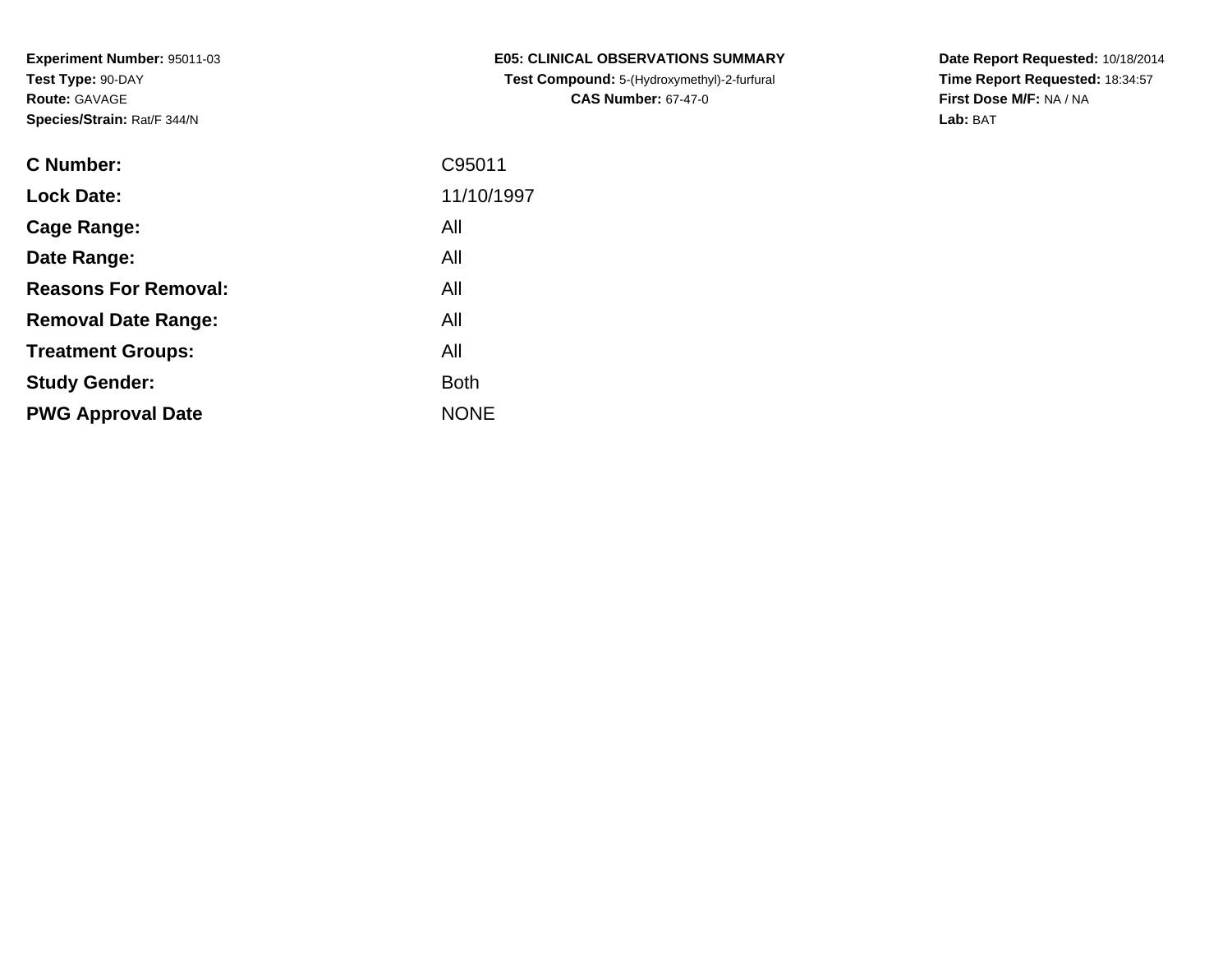**Experiment Number:** 95011-03
**Test Type:** 90-DAY
**Route:** GAVAGE
**Species/Strain:** Rat/F 344/N

**E05: CLINICAL OBSERVATIONS SUMMARY**
**Test Compound:** 5-(Hydroxymethyl)-2-furfural
**CAS Number:** 67-47-0

**Date Report Requested:** 10/18/2014
**Time Report Requested:** 18:34:57
**First Dose M/F:** NA / NA
**Lab:** BAT

| | |
|---|---|
| **C Number:** | C95011 |
| **Lock Date:** | 11/10/1997 |
| **Cage Range:** | All |
| **Date Range:** | All |
| **Reasons For Removal:** | All |
| **Removal Date Range:** | All |
| **Treatment Groups:** | All |
| **Study Gender:** | Both |
| **PWG Approval Date** | NONE |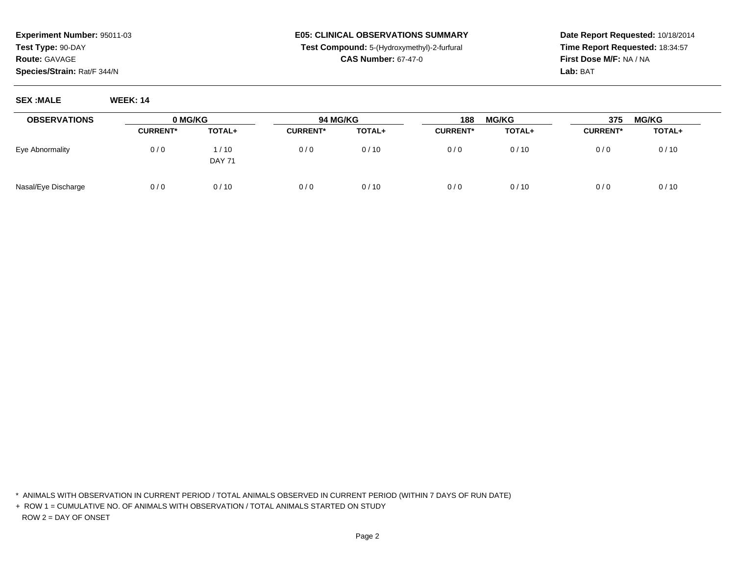**Experiment Number:** 95011-03
**Test Type:** 90-DAY
**Route:** GAVAGE
**Species/Strain:** Rat/F 344/N

**E05: CLINICAL OBSERVATIONS SUMMARY**
**Test Compound:** 5-(Hydroxymethyl)-2-furfural
**CAS Number:** 67-47-0

**Date Report Requested:** 10/18/2014
**Time Report Requested:** 18:34:57
**First Dose M/F:** NA / NA
**Lab:** BAT

**SEX :MALE** **WEEK: 14**

| OBSERVATIONS | 0 MG/KG | | 94 MG/KG | | 188 MG/KG | | 375 MG/KG | |
|---|---|---|---|---|---|---|---|---|
| | CURRENT* | TOTAL+ | CURRENT* | TOTAL+ | CURRENT* | TOTAL+ | CURRENT* | TOTAL+ |
| Eye Abnormality | 0 / 0 | 1 / 10<br>DAY 71 | 0 / 0 | 0 / 10 | 0 / 0 | 0 / 10 | 0 / 0 | 0 / 10 |
| Nasal/Eye Discharge | 0 / 0 | 0 / 10 | 0 / 0 | 0 / 10 | 0 / 0 | 0 / 10 | 0 / 0 | 0 / 10 |

* ANIMALS WITH OBSERVATION IN CURRENT PERIOD / TOTAL ANIMALS OBSERVED IN CURRENT PERIOD (WITHIN 7 DAYS OF RUN DATE)

+ ROW 1 = CUMULATIVE NO. OF ANIMALS WITH OBSERVATION / TOTAL ANIMALS STARTED ON STUDY
  ROW 2 = DAY OF ONSET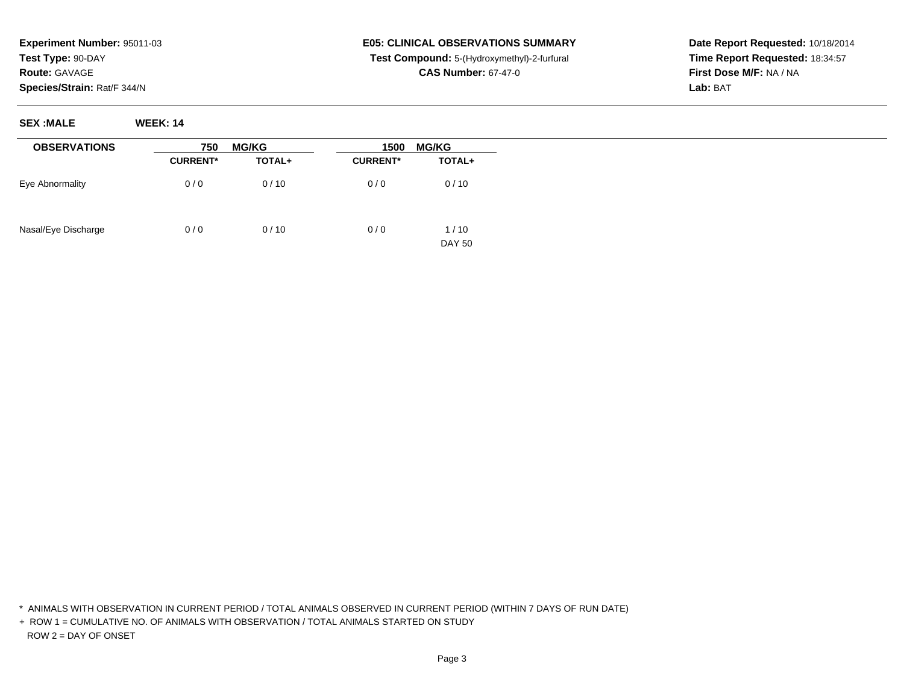**Experiment Number:** 95011-03
**Test Type:** 90-DAY
**Route:** GAVAGE
**Species/Strain:** Rat/F 344/N

**E05: CLINICAL OBSERVATIONS SUMMARY**
**Test Compound:** 5-(Hydroxymethyl)-2-furfural
**CAS Number:** 67-47-0

**Date Report Requested:** 10/18/2014
**Time Report Requested:** 18:34:57
**First Dose M/F:** NA / NA
**Lab:** BAT

**SEX :MALE** **WEEK: 14**

| OBSERVATIONS | 750 MG/KG | | 1500 MG/KG | |
|---|---|---|---|---|
| | CURRENT* | TOTAL+ | CURRENT* | TOTAL+ |
| Eye Abnormality | 0 / 0 | 0 / 10 | 0 / 0 | 0 / 10 |
| Nasal/Eye Discharge | 0 / 0 | 0 / 10 | 0 / 0 | 1 / 10 |
| | | | | DAY 50 |

\* ANIMALS WITH OBSERVATION IN CURRENT PERIOD / TOTAL ANIMALS OBSERVED IN CURRENT PERIOD (WITHIN 7 DAYS OF RUN DATE)

\+ ROW 1 = CUMULATIVE NO. OF ANIMALS WITH OBSERVATION / TOTAL ANIMALS STARTED ON STUDY
ROW 2 = DAY OF ONSET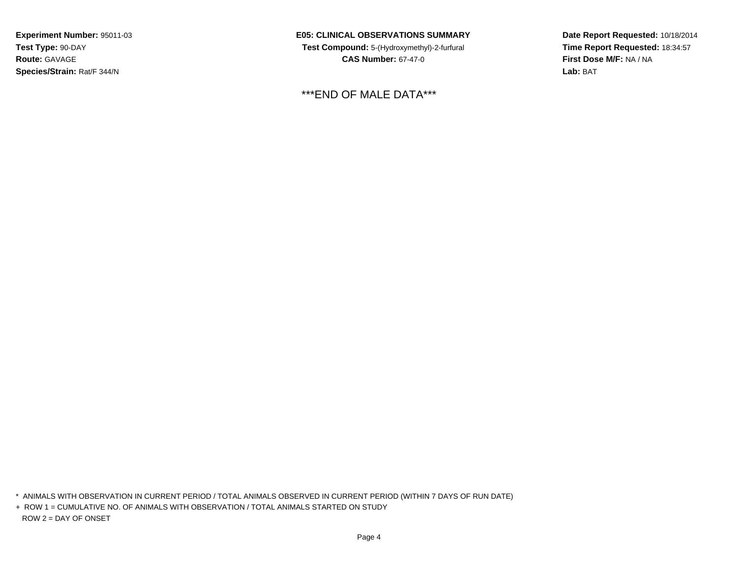**Experiment Number:** 95011-03
**Test Type:** 90-DAY
**Route:** GAVAGE
**Species/Strain:** Rat/F 344/N

**E05: CLINICAL OBSERVATIONS SUMMARY**
**Test Compound:** 5-(Hydroxymethyl)-2-furfural
**CAS Number:** 67-47-0

**Date Report Requested:** 10/18/2014
**Time Report Requested:** 18:34:57
**First Dose M/F:** NA / NA
**Lab:** BAT

***END OF MALE DATA***

\* ANIMALS WITH OBSERVATION IN CURRENT PERIOD / TOTAL ANIMALS OBSERVED IN CURRENT PERIOD (WITHIN 7 DAYS OF RUN DATE)

\+ ROW 1 = CUMULATIVE NO. OF ANIMALS WITH OBSERVATION / TOTAL ANIMALS STARTED ON STUDY

ROW 2 = DAY OF ONSET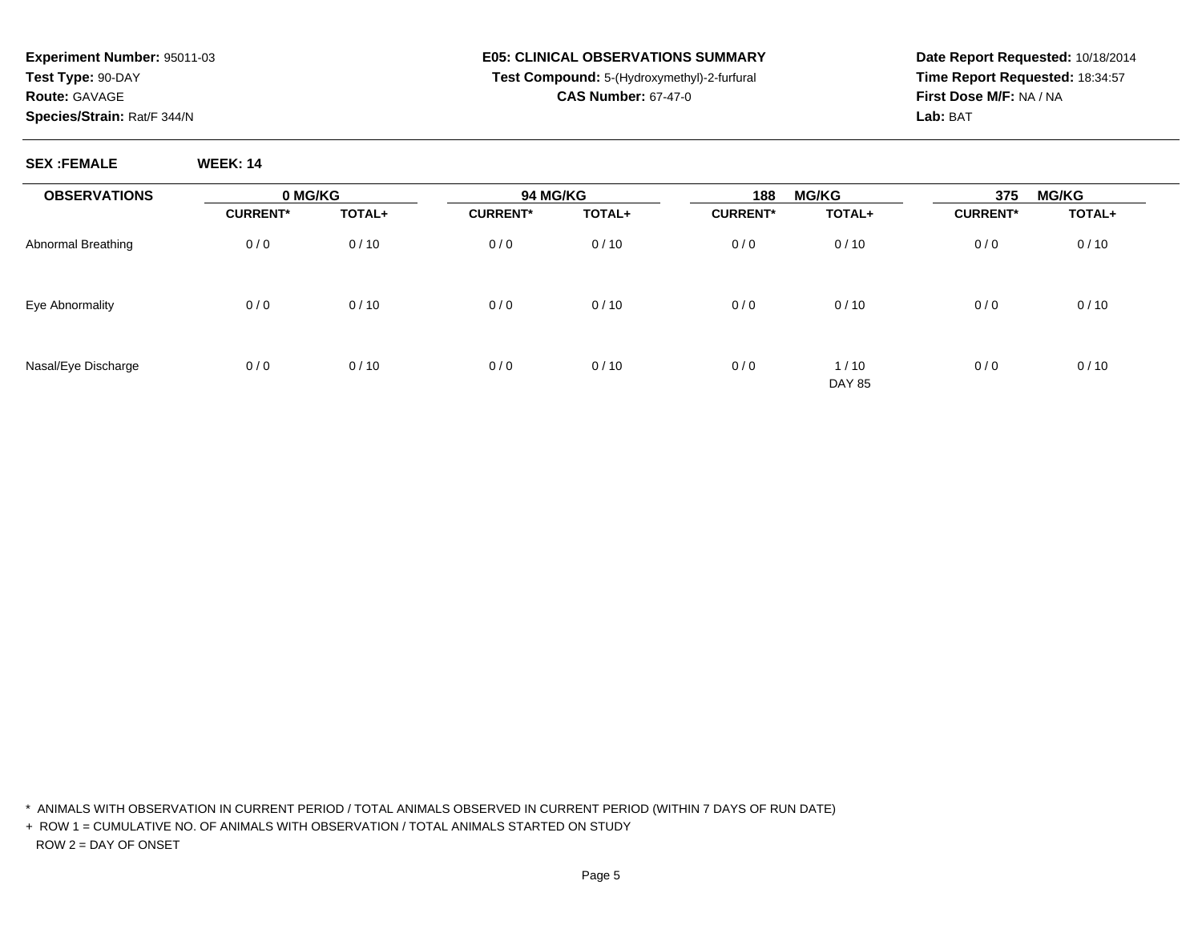**Experiment Number:** 95011-03
**Test Type:** 90-DAY
**Route:** GAVAGE
**Species/Strain:** Rat/F 344/N

**E05: CLINICAL OBSERVATIONS SUMMARY**
**Test Compound:** 5-(Hydroxymethyl)-2-furfural
**CAS Number:** 67-47-0

**Date Report Requested:** 10/18/2014
**Time Report Requested:** 18:34:57
**First Dose M/F:** NA / NA
**Lab:** BAT

**SEX :FEMALE** **WEEK: 14**

| OBSERVATIONS | 0 MG/KG | | 94 MG/KG | | 188 MG/KG | | 375 MG/KG | |
|---|---|---|---|---|---|---|---|---|
| | CURRENT* | TOTAL+ | CURRENT* | TOTAL+ | CURRENT* | TOTAL+ | CURRENT* | TOTAL+ |
| Abnormal Breathing | 0 / 0 | 0 / 10 | 0 / 0 | 0 / 10 | 0 / 0 | 0 / 10 | 0 / 0 | 0 / 10 |
| Eye Abnormality | 0 / 0 | 0 / 10 | 0 / 0 | 0 / 10 | 0 / 0 | 0 / 10 | 0 / 0 | 0 / 10 |
| Nasal/Eye Discharge | 0 / 0 | 0 / 10 | 0 / 0 | 0 / 10 | 0 / 0 | 1 / 10 | 0 / 0 | 0 / 10 |
| | | | | | | DAY 85 | | |

* ANIMALS WITH OBSERVATION IN CURRENT PERIOD / TOTAL ANIMALS OBSERVED IN CURRENT PERIOD (WITHIN 7 DAYS OF RUN DATE)

+ ROW 1 = CUMULATIVE NO. OF ANIMALS WITH OBSERVATION / TOTAL ANIMALS STARTED ON STUDY
ROW 2 = DAY OF ONSET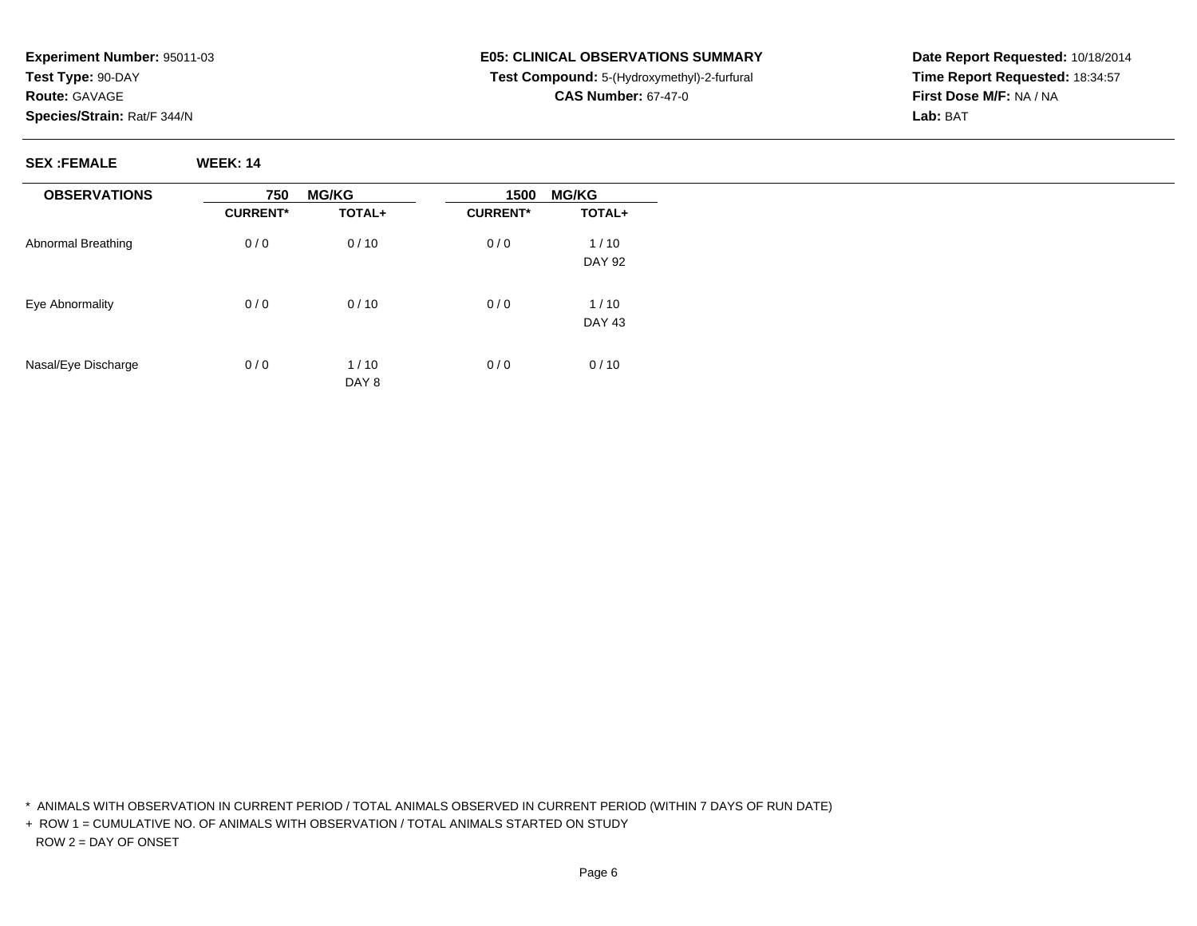**Experiment Number:** 95011-03
**Test Type:** 90-DAY
**Route:** GAVAGE
**Species/Strain:** Rat/F 344/N

**E05: CLINICAL OBSERVATIONS SUMMARY**
**Test Compound:** 5-(Hydroxymethyl)-2-furfural
**CAS Number:** 67-47-0

**Date Report Requested:** 10/18/2014
**Time Report Requested:** 18:34:57
**First Dose M/F:** NA / NA
**Lab:** BAT

**SEX :FEMALE** **WEEK: 14**

| OBSERVATIONS | 750 MG/KG | | 1500 MG/KG | |
|---|---|---|---|---|
| | CURRENT* | TOTAL+ | CURRENT* | TOTAL+ |
| Abnormal Breathing | 0 / 0 | 0 / 10 | 0 / 0 | 1 / 10<br>DAY 92 |
| Eye Abnormality | 0 / 0 | 0 / 10 | 0 / 0 | 1 / 10<br>DAY 43 |
| Nasal/Eye Discharge | 0 / 0 | 1 / 10<br>DAY 8 | 0 / 0 | 0 / 10 |

\* ANIMALS WITH OBSERVATION IN CURRENT PERIOD / TOTAL ANIMALS OBSERVED IN CURRENT PERIOD (WITHIN 7 DAYS OF RUN DATE)

\+ ROW 1 = CUMULATIVE NO. OF ANIMALS WITH OBSERVATION / TOTAL ANIMALS STARTED ON STUDY
ROW 2 = DAY OF ONSET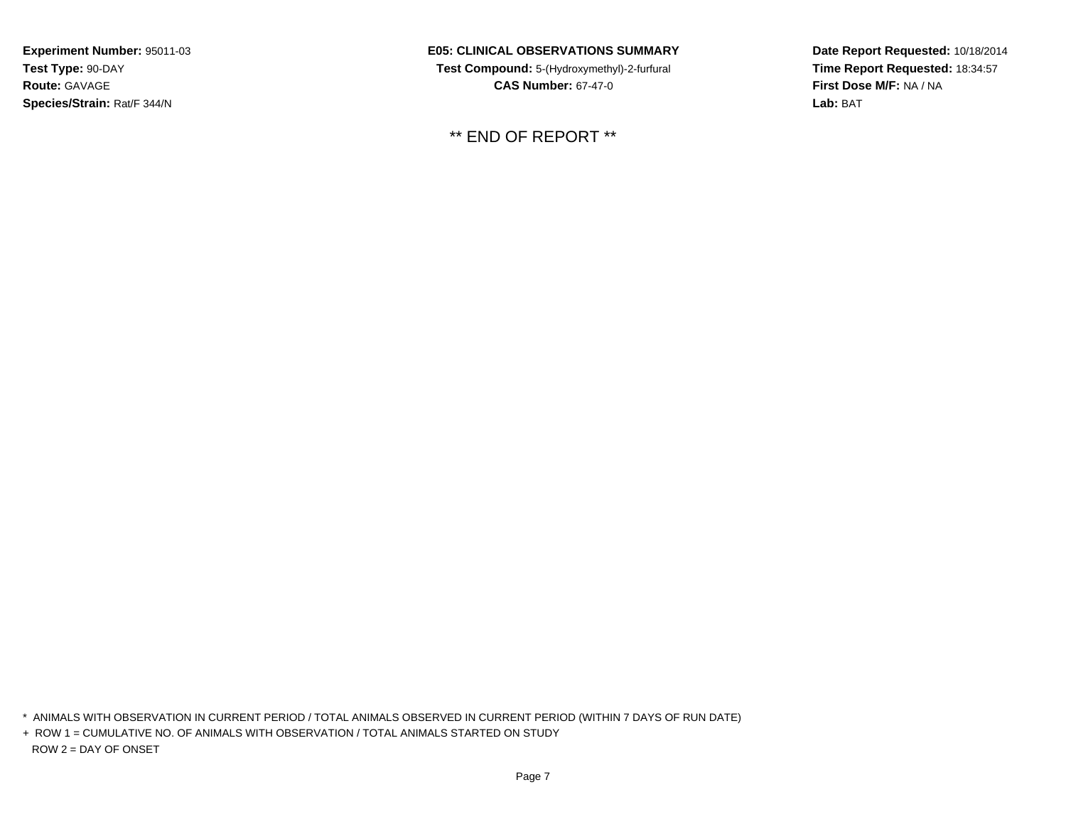**Experiment Number:** 95011-03
**Test Type:** 90-DAY
**Route:** GAVAGE
**Species/Strain:** Rat/F 344/N

**E05: CLINICAL OBSERVATIONS SUMMARY**
**Test Compound:** 5-(Hydroxymethyl)-2-furfural
**CAS Number:** 67-47-0

**Date Report Requested:** 10/18/2014
**Time Report Requested:** 18:34:57
**First Dose M/F:** NA / NA
**Lab:** BAT

** END OF REPORT **

* ANIMALS WITH OBSERVATION IN CURRENT PERIOD / TOTAL ANIMALS OBSERVED IN CURRENT PERIOD (WITHIN 7 DAYS OF RUN DATE)

+ ROW 1 = CUMULATIVE NO. OF ANIMALS WITH OBSERVATION / TOTAL ANIMALS STARTED ON STUDY
ROW 2 = DAY OF ONSET